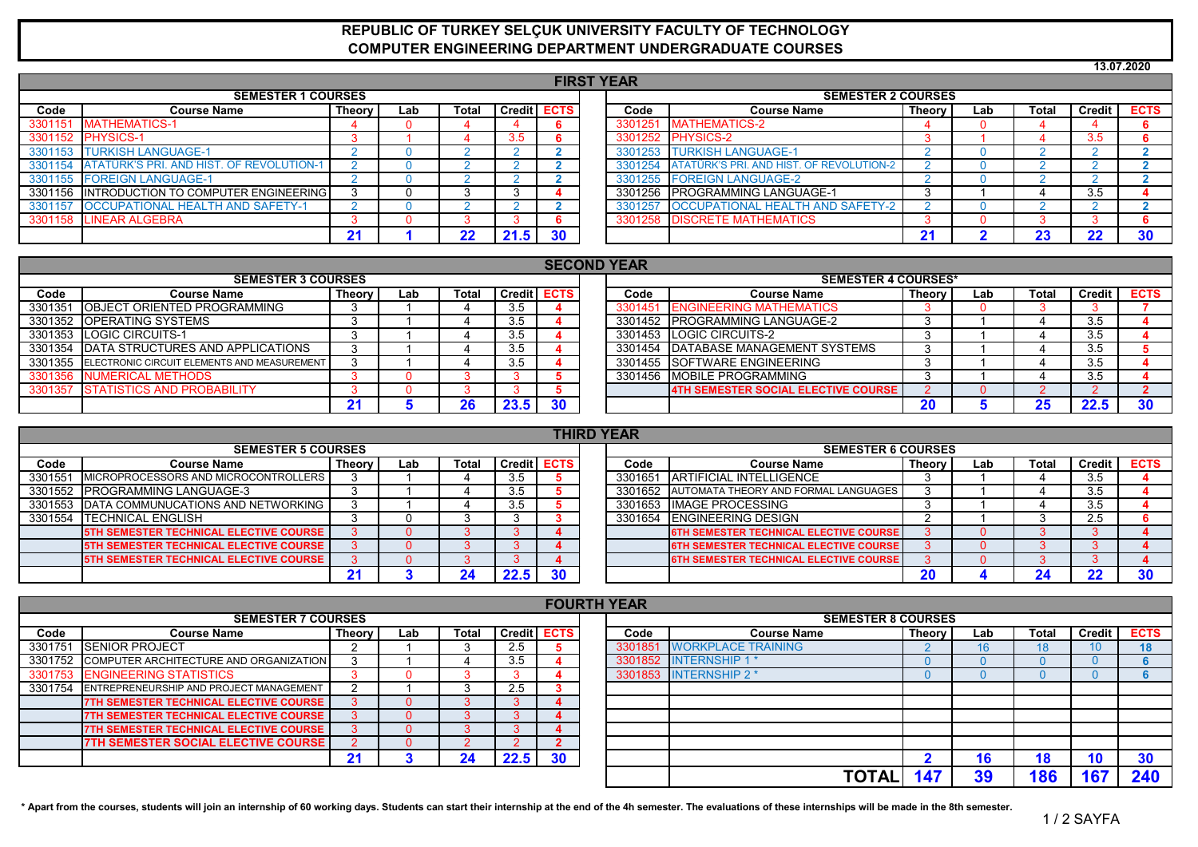# REPUBLIC OF TURKEY SELÇUK UNIVERSITY FACULTY OF TECHNOLOGY
# COMPUTER ENGINEERING DEPARTMENT UNDERGRADUATE COURSES

13.07.2020

## FIRST YEAR

| SEMESTER 1 COURSES | | | | | | |
|---|---|---|---|---|---|---|
| Code | Course Name | Theory | Lab | Total | Credit | ECTS |
| 3301151 | MATHEMATICS-1 | 4 | 0 | 4 | 4 | 6 |
| 3301152 | PHYSICS-1 | 3 | 1 | 4 | 3.5 | 6 |
| 3301153 | TURKISH LANGUAGE-1 | 2 | 0 | 2 | 2 | 2 |
| 3301154 | ATATÜRK'S PRI. AND HIST. OF REVOLUTION-1 | 2 | 0 | 2 | 2 | 2 |
| 3301155 | FOREIGN LANGUAGE-1 | 2 | 0 | 2 | 2 | 2 |
| 3301156 | INTRODUCTION TO COMPUTER ENGINEERING | 3 | 0 | 3 | 3 | 4 |
| 3301157 | OCCUPATIONAL HEALTH AND SAFETY-1 | 2 | 0 | 2 | 2 | 2 |
| 3301158 | LINEAR ALGEBRA | 3 | 0 | 3 | 3 | 6 |
| | | 21 | 1 | 22 | 21.5 | 30 |

| SEMESTER 2 COURSES | | | | | | |
|---|---|---|---|---|---|---|
| Code | Course Name | Theory | Lab | Total | Credit | ECTS |
| 3301251 | MATHEMATICS-2 | 4 | 0 | 4 | 4 | 6 |
| 3301252 | PHYSICS-2 | 3 | 1 | 4 | 3.5 | 6 |
| 3301253 | TURKISH LANGUAGE-1 | 2 | 0 | 2 | 2 | 2 |
| 3301254 | ATATÜRK'S PRI. AND HIST. OF REVOLUTION-2 | 2 | 0 | 2 | 2 | 2 |
| 3301255 | FOREIGN LANGUAGE-2 | 2 | 0 | 2 | 2 | 2 |
| 3301256 | PROGRAMMING LANGUAGE-1 | 3 | 1 | 4 | 3.5 | 4 |
| 3301257 | OCCUPATIONAL HEALTH AND SAFETY-2 | 2 | 0 | 2 | 2 | 2 |
| 3301258 | DISCRETE MATHEMATICS | 3 | 0 | 3 | 3 | 6 |
| | | 21 | 2 | 23 | 22 | 30 |

## SECOND YEAR

| SEMESTER 3 COURSES | | | | | | |
|---|---|---|---|---|---|---|
| Code | Course Name | Theory | Lab | Total | Credit | ECTS |
| 3301351 | OBJECT ORIENTED PROGRAMMING | 3 | 1 | 4 | 3.5 | 4 |
| 3301352 | OPERATING SYSTEMS | 3 | 1 | 4 | 3.5 | 4 |
| 3301353 | LOGIC CIRCUITS-1 | 3 | 1 | 4 | 3.5 | 4 |
| 3301354 | DATA STRUCTURES AND APPLICATIONS | 3 | 1 | 4 | 3.5 | 4 |
| 3301355 | ELECTRONIC CIRCUIT ELEMENTS AND MEASUREMENT | 3 | 1 | 4 | 3.5 | 4 |
| 3301356 | NUMERICAL METHODS | 3 | 0 | 3 | 3 | 5 |
| 3301357 | STATISTICS AND PROBABILITY | 3 | 0 | 3 | 3 | 5 |
| | | 21 | 5 | 26 | 23.5 | 30 |

| SEMESTER 4 COURSES* | | | | | | |
|---|---|---|---|---|---|---|
| Code | Course Name | Theory | Lab | Total | Credit | ECTS |
| 3301451 | ENGINEERING MATHEMATICS | 3 | 0 | 3 | 3 | 7 |
| 3301452 | PROGRAMMING LANGUAGE-2 | 3 | 1 | 4 | 3.5 | 4 |
| 3301453 | LOGIC CIRCUITS-2 | 3 | 1 | 4 | 3.5 | 4 |
| 3301454 | DATABASE MANAGEMENT SYSTEMS | 3 | 1 | 4 | 3.5 | 5 |
| 3301455 | SOFTWARE ENGINEERING | 3 | 1 | 4 | 3.5 | 4 |
| 3301456 | MOBILE PROGRAMMING | 3 | 1 | 4 | 3.5 | 4 |
| | 4TH SEMESTER SOCIAL ELECTIVE COURSE | 2 | 0 | 2 | 2 | 2 |
| | | 20 | 5 | 25 | 22.5 | 30 |

## THIRD YEAR

| SEMESTER 5 COURSES | | | | | | |
|---|---|---|---|---|---|---|
| Code | Course Name | Theory | Lab | Total | Credit | ECTS |
| 3301551 | MICROPROCESSORS AND MICROCONTROLLERS | 3 | 1 | 4 | 3.5 | 5 |
| 3301552 | PROGRAMMING LANGUAGE-3 | 3 | 1 | 4 | 3.5 | 5 |
| 3301553 | DATA COMMUNUCATIONS AND NETWORKING | 3 | 1 | 4 | 3.5 | 5 |
| 3301554 | TECHNICAL ENGLISH | 3 | 0 | 3 | 3 | 3 |
| | 5TH SEMESTER TECHNICAL ELECTIVE COURSE | 3 | 0 | 3 | 3 | 4 |
| | 5TH SEMESTER TECHNICAL ELECTIVE COURSE | 3 | 0 | 3 | 3 | 4 |
| | 5TH SEMESTER TECHNICAL ELECTIVE COURSE | 3 | 0 | 3 | 3 | 4 |
| | | 21 | 3 | 24 | 22.5 | 30 |

| SEMESTER 6 COURSES | | | | | | |
|---|---|---|---|---|---|---|
| Code | Course Name | Theory | Lab | Total | Credit | ECTS |
| 3301651 | ARTIFICIAL INTELLIGENCE | 3 | 1 | 4 | 3.5 | 4 |
| 3301652 | AUTOMATA THEORY AND FORMAL LANGUAGES | 3 | 1 | 4 | 3.5 | 4 |
| 3301653 | IMAGE PROCESSING | 3 | 1 | 4 | 3.5 | 4 |
| 3301654 | ENGINEERING DESIGN | 2 | 1 | 3 | 2.5 | 6 |
| | 6TH SEMESTER TECHNICAL ELECTIVE COURSE | 3 | 0 | 3 | 3 | 4 |
| | 6TH SEMESTER TECHNICAL ELECTIVE COURSE | 3 | 0 | 3 | 3 | 4 |
| | 6TH SEMESTER TECHNICAL ELECTIVE COURSE | 3 | 0 | 3 | 3 | 4 |
| | | 20 | 4 | 24 | 22 | 30 |

## FOURTH YEAR

| SEMESTER 7 COURSES | | | | | | |
|---|---|---|---|---|---|---|
| Code | Course Name | Theory | Lab | Total | Credit | ECTS |
| 3301751 | SENIOR PROJECT | 2 | 1 | 3 | 2.5 | 5 |
| 3301752 | COMPUTER ARCHITECTURE AND ORGANIZATION | 3 | 1 | 4 | 3.5 | 4 |
| 3301753 | ENGINEERING STATISTICS | 3 | 0 | 3 | 3 | 4 |
| 3301754 | ENTREPRENEURSHIP AND PROJECT MANAGEMENT | 2 | 1 | 3 | 2.5 | 3 |
| | 7TH SEMESTER TECHNICAL ELECTIVE COURSE | 3 | 0 | 3 | 3 | 4 |
| | 7TH SEMESTER TECHNICAL ELECTIVE COURSE | 3 | 0 | 3 | 3 | 4 |
| | 7TH SEMESTER TECHNICAL ELECTIVE COURSE | 3 | 0 | 3 | 3 | 4 |
| | 7TH SEMESTER SOCIAL ELECTIVE COURSE | 2 | 0 | 2 | 2 | 2 |
| | | 21 | 3 | 24 | 22.5 | 30 |

| SEMESTER 8 COURSES | | | | | | |
|---|---|---|---|---|---|---|
| Code | Course Name | Theory | Lab | Total | Credit | ECTS |
| 3301851 | WORKPLACE TRAINING | 2 | 16 | 18 | 10 | 18 |
| 3301852 | INTERNSHIP 1 * | 0 | 0 | 0 | 0 | 6 |
| 3301853 | INTERNSHIP 2 * | 0 | 0 | 0 | 0 | 6 |
| | | 2 | 16 | 18 | 10 | 30 |
| | **TOTAL** | **147** | **39** | **186** | **167** | **240** |

\* Apart from the courses, students will join an internship of 60 working days. Students can start their internship at the end of the 4h semester. The evaluations of these internships will be made in the 8th semester.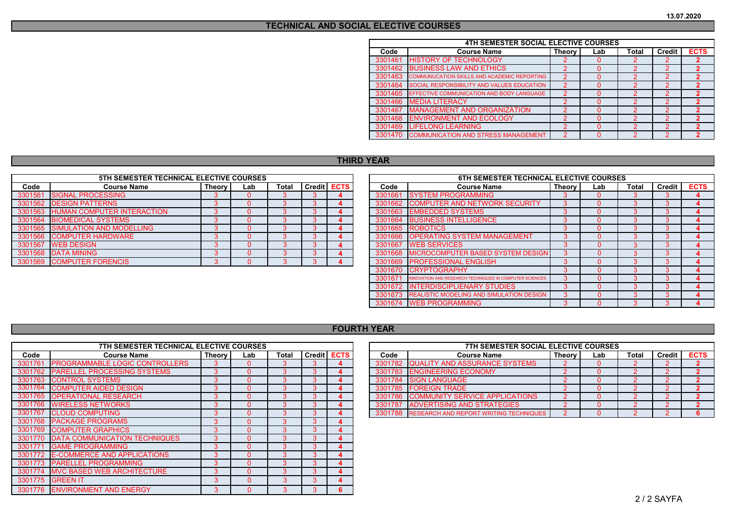13.07.2020

# TECHNICAL AND SOCIAL ELECTIVE COURSES

### 4TH SEMESTER SOCIAL ELECTIVE COURSES

| Code | Course Name | Theory | Lab | Total | Credit | ECTS |
|---|---|---|---|---|---|---|
| 3301461 | HISTORY OF TECHNOLOGY | 2 | 0 | 2 | 2 | 2 |
| 3301462 | BUSINESS LAW AND ETHICS | 2 | 0 | 2 | 2 | 2 |
| 3301463 | COMMUNUCATION SKILLS AND ACADEMIC REPORTING | 2 | 0 | 2 | 2 | 2 |
| 3301464 | SOCIAL RESPONSIBILITY AND VALUES EDUCATION | 2 | 0 | 2 | 2 | 2 |
| 3301465 | EFFECTIVE COMMUNICATION AND BODY LANGUAGE | 2 | 0 | 2 | 2 | 2 |
| 3301466 | MEDIA LITERACY | 2 | 0 | 2 | 2 | 2 |
| 3301467 | MANAGEMENT AND ORGANIZATION | 2 | 0 | 2 | 2 | 2 |
| 3301468 | ENVIRONMENT AND ECOLOGY | 2 | 0 | 2 | 2 | 2 |
| 3301469 | LIFELONG LEARNING | 2 | 0 | 2 | 2 | 2 |
| 3301470 | COMMUNICATION AND STRESS MANAGEMENT | 2 | 0 | 2 | 2 | 2 |

## THIRD YEAR

### 5TH SEMESTER TECHNICAL ELECTIVE COURSES

| Code | Course Name | Theory | Lab | Total | Credit | ECTS |
|---|---|---|---|---|---|---|
| 3301561 | SIGNAL PROCESSING | 3 | 0 | 3 | 3 | 4 |
| 3301562 | DESIGN PATTERNS | 3 | 0 | 3 | 3 | 4 |
| 3301563 | HUMAN COMPUTER INTERACTION | 3 | 0 | 3 | 3 | 4 |
| 3301564 | BIOMEDICAL SYSTEMS | 3 | 0 | 3 | 3 | 4 |
| 3301565 | SIMULATION AND MODELLING | 3 | 0 | 3 | 3 | 4 |
| 3301566 | COMPUTER HARDWARE | 3 | 0 | 3 | 3 | 4 |
| 3301567 | WEB DESIGN | 3 | 0 | 3 | 3 | 4 |
| 3301568 | DATA MINING | 3 | 0 | 3 | 3 | 4 |
| 3301569 | COMPUTER FORENCIS | 3 | 0 | 3 | 3 | 4 |

### 6TH SEMESTER TECHNICAL ELECTIVE COURSES

| Code | Course Name | Theory | Lab | Total | Credit | ECTS |
|---|---|---|---|---|---|---|
| 3301661 | SYSTEM PROGRAMMING | 3 | 0 | 3 | 3 | 4 |
| 3301662 | COMPUTER AND NETWORK SECURITY | 3 | 0 | 3 | 3 | 4 |
| 3301663 | EMBEDDED SYSTEMS | 3 | 0 | 3 | 3 | 4 |
| 3301664 | BUSINESS INTELLIGENCE | 3 | 0 | 3 | 3 | 4 |
| 3301665 | ROBOTICS | 3 | 0 | 3 | 3 | 4 |
| 3301666 | OPERATING SYSTEM MANAGEMENT | 3 | 0 | 3 | 3 | 4 |
| 3301667 | WEB SERVICES | 3 | 0 | 3 | 3 | 4 |
| 3301668 | MICROCOMPUTER BASED SYSTEM DESIGN | 3 | 0 | 3 | 3 | 4 |
| 3301669 | PROFESSIONAL ENGLISH | 3 | 0 | 3 | 3 | 4 |
| 3301670 | CRYPTOGRAPHY | 3 | 0 | 3 | 3 | 4 |
| 3301671 | INNOVATION AND RESEARCH TECHNIQUES IN COMPUTER SCIENCES | 3 | 0 | 3 | 3 | 4 |
| 3301672 | INTERDISCIPLINARY STUDIES | 3 | 0 | 3 | 3 | 4 |
| 3301673 | REALISTIC MODELING AND SIMULATION DESIGN | 3 | 0 | 3 | 3 | 4 |
| 3301674 | WEB PROGRAMMING | 3 | 0 | 3 | 3 | 4 |

## FOURTH YEAR

### 7TH SEMESTER TECHNICAL ELECTIVE COURSES

| Code | Course Name | Theory | Lab | Total | Credit | ECTS |
|---|---|---|---|---|---|---|
| 3301761 | PROGRAMMABLE LOGIC CONTROLLERS | 3 | 0 | 3 | 3 | 4 |
| 3301762 | PARELLEL PROCESSING SYSTEMS | 3 | 0 | 3 | 3 | 4 |
| 3301763 | CONTROL SYSTEMS | 3 | 0 | 3 | 3 | 4 |
| 3301764 | COMPUTER AIDED DESIGN | 3 | 0 | 3 | 3 | 4 |
| 3301765 | OPERATIONAL RESEARCH | 3 | 0 | 3 | 3 | 4 |
| 3301766 | WIRELESS NETWORKS | 3 | 0 | 3 | 3 | 4 |
| 3301767 | CLOUD COMPUTING | 3 | 0 | 3 | 3 | 4 |
| 3301768 | PACKAGE PROGRAMS | 3 | 0 | 3 | 3 | 4 |
| 3301769 | COMPUTER GRAPHICS | 3 | 0 | 3 | 3 | 4 |
| 3301770 | DATA COMMUNICATION TECHNIQUES | 3 | 0 | 3 | 3 | 4 |
| 3301771 | GAME PROGRAMMING | 3 | 0 | 3 | 3 | 4 |
| 3301772 | E-COMMERCE AND APPLICATIONS | 3 | 0 | 3 | 3 | 4 |
| 3301773 | PARELLEL PROGRAMMING | 3 | 0 | 3 | 3 | 4 |
| 3301774 | MVC BASED WEB ARCHITECTURE | 3 | 0 | 3 | 3 | 4 |
| 3301775 | GREEN IT | 3 | 0 | 3 | 3 | 4 |
| 3301776 | ENVIRONMENT AND ENERGY | 3 | 0 | 3 | 3 | 6 |

### 7TH SEMESTER SOCIAL ELECTIVE COURSES

| Code | Course Name | Theory | Lab | Total | Credit | ECTS |
|---|---|---|---|---|---|---|
| 3301782 | QUALITY AND ASSURANCE SYSTEMS | 2 | 0 | 2 | 2 | 2 |
| 3301783 | ENGINEERING ECONOMY | 2 | 0 | 2 | 2 | 2 |
| 3301784 | SIGN LANGUAGE | 2 | 0 | 2 | 2 | 2 |
| 3301785 | FOREIGN TRADE | 2 | 0 | 2 | 2 | 2 |
| 3301786 | COMMUNITY SERVICE APPLICATIONS | 2 | 0 | 2 | 2 | 2 |
| 3301787 | ADVERTISING AND STRATEGIES | 2 | 0 | 2 | 2 | 2 |
| 3301788 | RESEARCH AND REPORT WRITING TECHNIQUES | 2 | 0 | 2 | 2 | 6 |